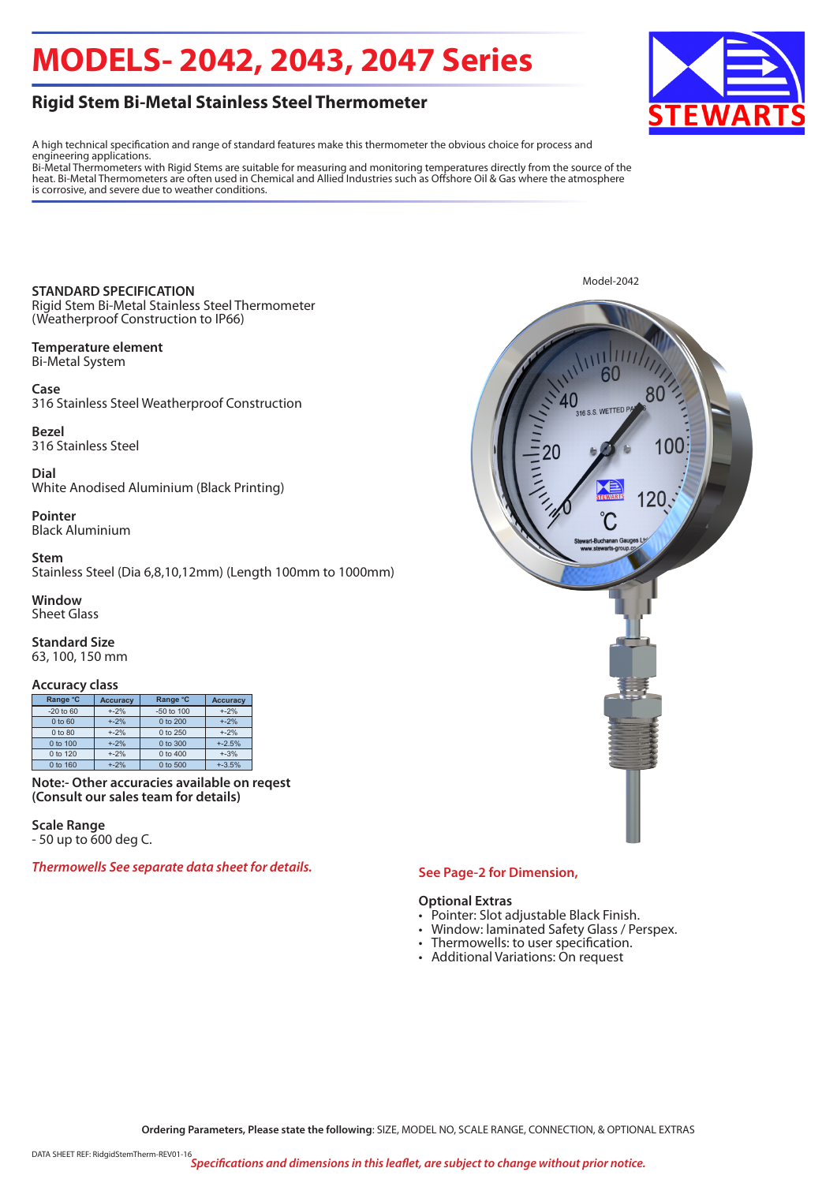# MODELS- 2042, 2043, 2047 Series

## Rigid Stem Bi-Metal Stainless Steel Thermometer

A high technical specification and range of standard features make this thermometer the obvious choice for process and engineering applications.
Bi-Metal Thermometers with Rigid Stems are suitable for measuring and monitoring temperatures directly from the source of the heat. Bi-Metal Thermometers are often used in Chemical and Allied Industries such as Offshore Oil & Gas where the atmosphere is corrosive, and severe due to weather conditions.

**STANDARD SPECIFICATION**
Rigid Stem Bi-Metal Stainless Steel Thermometer
(Weatherproof Construction to IP66)

**Temperature element**
Bi-Metal System

**Case**
316 Stainless Steel Weatherproof Construction

**Bezel**
316 Stainless Steel

**Dial**
White Anodised Aluminium (Black Printing)

**Pointer**
Black Aluminium

**Stem**
Stainless Steel (Dia 6,8,10,12mm) (Length 100mm to 1000mm)

**Window**
Sheet Glass

**Standard Size**
63, 100, 150 mm

**Accuracy class**

| Range °C | Accuracy | Range °C | Accuracy |
|---|---|---|---|
| -20 to 60 | +-2% | -50 to 100 | +-2% |
| 0 to 60 | +-2% | 0 to 200 | +-2% |
| 0 to 80 | +-2% | 0 to 250 | +-2% |
| 0 to 100 | +-2% | 0 to 300 | +-2.5% |
| 0 to 120 | +-2% | 0 to 400 | +-3% |
| 0 to 160 | +-2% | 0 to 500 | +-3.5% |

**Note:- Other accuracies available on reqest (Consult our sales team for details)**

**Scale Range**
- 50 up to 600 deg C.

***Thermowells See separate data sheet for details.***

Model-2042

**See Page-2 for Dimension,**

**Optional Extras**

- Pointer: Slot adjustable Black Finish.
- Window: laminated Safety Glass / Perspex.
- Thermowells: to user specification.
- Additional Variations: On request

**Ordering Parameters, Please state the following**: SIZE, MODEL NO, SCALE RANGE, CONNECTION, & OPTIONAL EXTRAS

DATA SHEET REF: RidgidStemTherm-REV01-16

***Specifications and dimensions in this leaflet, are subject to change without prior notice.***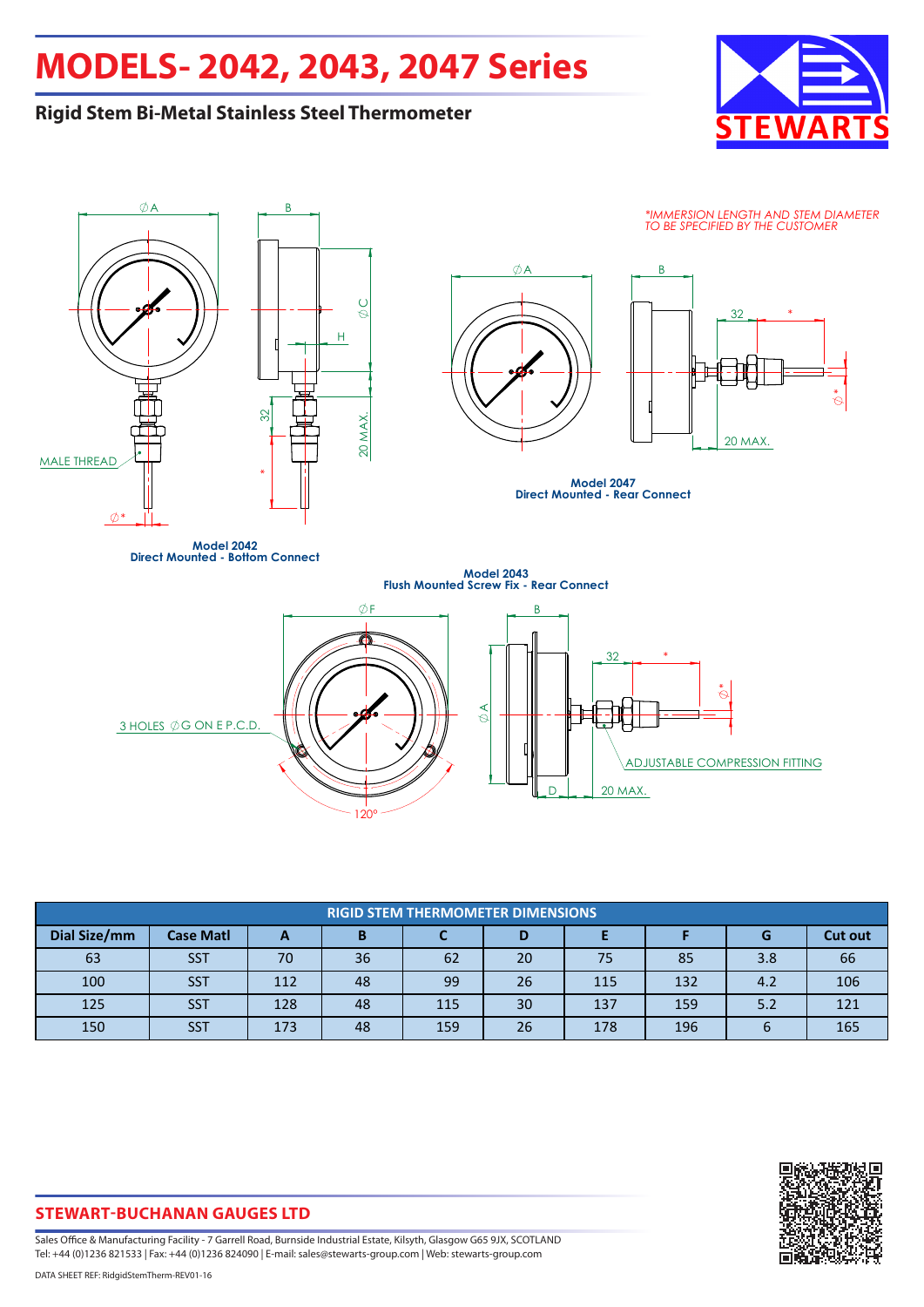# MODELS- 2042, 2043, 2047 Series

## Rigid Stem Bi-Metal Stainless Steel Thermometer

*IMMERSION LENGTH AND STEM DIAMETER TO BE SPECIFIED BY THE CUSTOMER

ØA
B
ØC
H
32
20 MAX.
MALE THREAD
Ø*
*

**Model 2042**
**Direct Mounted - Bottom Connect**

ØA
B
32
*
Ø*
20 MAX.

**Model 2047**
**Direct Mounted - Rear Connect**

**Model 2043**
**Flush Mounted Screw Fix - Rear Connect**

ØF
3 HOLES ØG ON E P.C.D.
120°
B
ØA
32
*
Ø*
ADJUSTABLE COMPRESSION FITTING
D
20 MAX.

| RIGID STEM THERMOMETER DIMENSIONS | | | | | | | | | |
|---|---|---|---|---|---|---|---|---|---|
| Dial Size/mm | Case Matl | A | B | C | D | E | F | G | Cut out |
| 63 | SST | 70 | 36 | 62 | 20 | 75 | 85 | 3.8 | 66 |
| 100 | SST | 112 | 48 | 99 | 26 | 115 | 132 | 4.2 | 106 |
| 125 | SST | 128 | 48 | 115 | 30 | 137 | 159 | 5.2 | 121 |
| 150 | SST | 173 | 48 | 159 | 26 | 178 | 196 | 6 | 165 |

**STEWART-BUCHANAN GAUGES LTD**

Sales Office & Manufacturing Facility - 7 Garrell Road, Burnside Industrial Estate, Kilsyth, Glasgow G65 9JX, SCOTLAND
Tel: +44 (0)1236 821533 | Fax: +44 (0)1236 824090 | E-mail: sales@stewarts-group.com | Web: stewarts-group.com

DATA SHEET REF: RidgidStemTherm-REV01-16